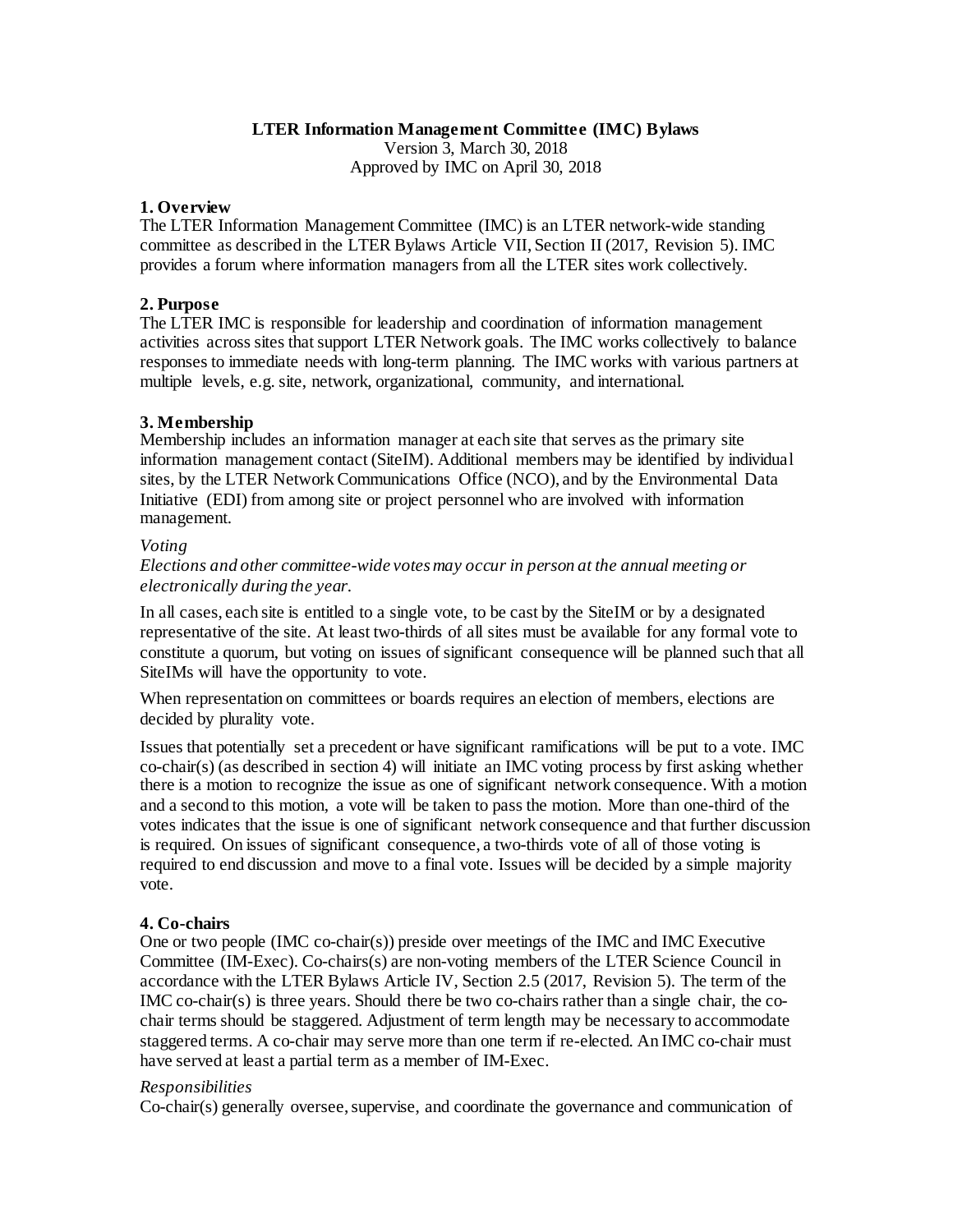# LTER Information Management Committee (IMC) Bylaws

Version 3, March 30, 2018
Approved by IMC on April 30, 2018

## 1. Overview

The LTER Information Management Committee (IMC) is an LTER network-wide standing committee as described in the LTER Bylaws Article VII, Section II (2017, Revision 5). IMC provides a forum where information managers from all the LTER sites work collectively.

## 2. Purpose

The LTER IMC is responsible for leadership and coordination of information management activities across sites that support LTER Network goals. The IMC works collectively to balance responses to immediate needs with long-term planning. The IMC works with various partners at multiple levels, e.g. site, network, organizational, community, and international.

## 3. Membership

Membership includes an information manager at each site that serves as the primary site information management contact (SiteIM). Additional members may be identified by individual sites, by the LTER Network Communications Office (NCO), and by the Environmental Data Initiative (EDI) from among site or project personnel who are involved with information management.

### *Voting*

*Elections and other committee-wide votes may occur in person at the annual meeting or electronically during the year.*

In all cases, each site is entitled to a single vote, to be cast by the SiteIM or by a designated representative of the site. At least two-thirds of all sites must be available for any formal vote to constitute a quorum, but voting on issues of significant consequence will be planned such that all SiteIMs will have the opportunity to vote.

When representation on committees or boards requires an election of members, elections are decided by plurality vote.

Issues that potentially set a precedent or have significant ramifications will be put to a vote. IMC co-chair(s) (as described in section 4) will initiate an IMC voting process by first asking whether there is a motion to recognize the issue as one of significant network consequence. With a motion and a second to this motion, a vote will be taken to pass the motion. More than one-third of the votes indicates that the issue is one of significant network consequence and that further discussion is required. On issues of significant consequence, a two-thirds vote of all of those voting is required to end discussion and move to a final vote. Issues will be decided by a simple majority vote.

## 4. Co-chairs

One or two people (IMC co-chair(s)) preside over meetings of the IMC and IMC Executive Committee (IM-Exec). Co-chairs(s) are non-voting members of the LTER Science Council in accordance with the LTER Bylaws Article IV, Section 2.5 (2017, Revision 5). The term of the IMC co-chair(s) is three years. Should there be two co-chairs rather than a single chair, the co-chair terms should be staggered. Adjustment of term length may be necessary to accommodate staggered terms. A co-chair may serve more than one term if re-elected. An IMC co-chair must have served at least a partial term as a member of IM-Exec.

### *Responsibilities*

Co-chair(s) generally oversee, supervise, and coordinate the governance and communication of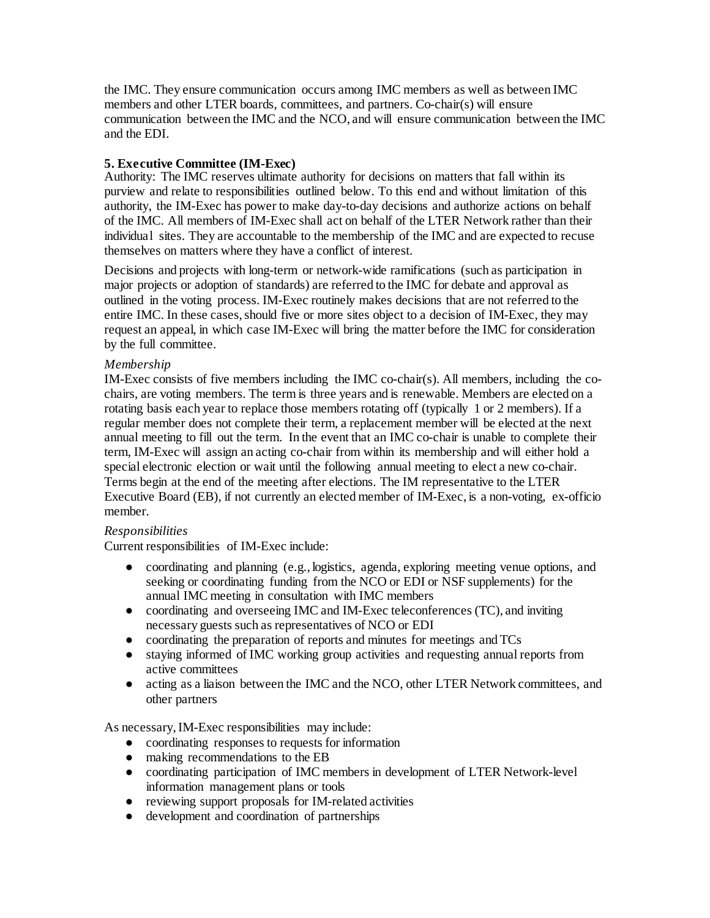the IMC. They ensure communication occurs among IMC members as well as between IMC members and other LTER boards, committees, and partners. Co-chair(s) will ensure communication between the IMC and the NCO, and will ensure communication between the IMC and the EDI.

**5. Executive Committee (IM-Exec)**

Authority: The IMC reserves ultimate authority for decisions on matters that fall within its purview and relate to responsibilities outlined below. To this end and without limitation of this authority, the IM-Exec has power to make day-to-day decisions and authorize actions on behalf of the IMC. All members of IM-Exec shall act on behalf of the LTER Network rather than their individual sites. They are accountable to the membership of the IMC and are expected to recuse themselves on matters where they have a conflict of interest.

Decisions and projects with long-term or network-wide ramifications (such as participation in major projects or adoption of standards) are referred to the IMC for debate and approval as outlined in the voting process. IM-Exec routinely makes decisions that are not referred to the entire IMC. In these cases, should five or more sites object to a decision of IM-Exec, they may request an appeal, in which case IM-Exec will bring the matter before the IMC for consideration by the full committee.

*Membership*

IM-Exec consists of five members including the IMC co-chair(s). All members, including the co-chairs, are voting members. The term is three years and is renewable. Members are elected on a rotating basis each year to replace those members rotating off (typically 1 or 2 members). If a regular member does not complete their term, a replacement member will be elected at the next annual meeting to fill out the term. In the event that an IMC co-chair is unable to complete their term, IM-Exec will assign an acting co-chair from within its membership and will either hold a special electronic election or wait until the following annual meeting to elect a new co-chair. Terms begin at the end of the meeting after elections. The IM representative to the LTER Executive Board (EB), if not currently an elected member of IM-Exec, is a non-voting, ex-officio member.

*Responsibilities*

Current responsibilities of IM-Exec include:

- coordinating and planning (e.g., logistics, agenda, exploring meeting venue options, and seeking or coordinating funding from the NCO or EDI or NSF supplements) for the annual IMC meeting in consultation with IMC members
- coordinating and overseeing IMC and IM-Exec teleconferences (TC), and inviting necessary guests such as representatives of NCO or EDI
- coordinating the preparation of reports and minutes for meetings and TCs
- staying informed of IMC working group activities and requesting annual reports from active committees
- acting as a liaison between the IMC and the NCO, other LTER Network committees, and other partners

As necessary, IM-Exec responsibilities may include:

- coordinating responses to requests for information
- making recommendations to the EB
- coordinating participation of IMC members in development of LTER Network-level information management plans or tools
- reviewing support proposals for IM-related activities
- development and coordination of partnerships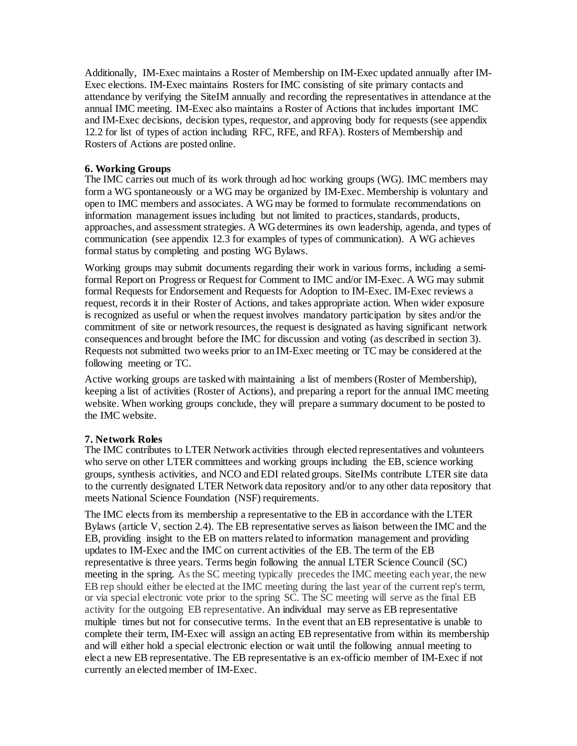Additionally, IM-Exec maintains a Roster of Membership on IM-Exec updated annually after IM-Exec elections. IM-Exec maintains Rosters for IMC consisting of site primary contacts and attendance by verifying the SiteIM annually and recording the representatives in attendance at the annual IMC meeting. IM-Exec also maintains a Roster of Actions that includes important IMC and IM-Exec decisions, decision types, requestor, and approving body for requests (see appendix 12.2 for list of types of action including RFC, RFE, and RFA). Rosters of Membership and Rosters of Actions are posted online.

**6. Working Groups**

The IMC carries out much of its work through ad hoc working groups (WG). IMC members may form a WG spontaneously or a WG may be organized by IM-Exec. Membership is voluntary and open to IMC members and associates. A WG may be formed to formulate recommendations on information management issues including but not limited to practices, standards, products, approaches, and assessment strategies. A WG determines its own leadership, agenda, and types of communication (see appendix 12.3 for examples of types of communication). A WG achieves formal status by completing and posting WG Bylaws.

Working groups may submit documents regarding their work in various forms, including a semi-formal Report on Progress or Request for Comment to IMC and/or IM-Exec. A WG may submit formal Requests for Endorsement and Requests for Adoption to IM-Exec. IM-Exec reviews a request, records it in their Roster of Actions, and takes appropriate action. When wider exposure is recognized as useful or when the request involves mandatory participation by sites and/or the commitment of site or network resources, the request is designated as having significant network consequences and brought before the IMC for discussion and voting (as described in section 3). Requests not submitted two weeks prior to an IM-Exec meeting or TC may be considered at the following meeting or TC.

Active working groups are tasked with maintaining a list of members (Roster of Membership), keeping a list of activities (Roster of Actions), and preparing a report for the annual IMC meeting website. When working groups conclude, they will prepare a summary document to be posted to the IMC website.

**7. Network Roles**

The IMC contributes to LTER Network activities through elected representatives and volunteers who serve on other LTER committees and working groups including the EB, science working groups, synthesis activities, and NCO and EDI related groups. SiteIMs contribute LTER site data to the currently designated LTER Network data repository and/or to any other data repository that meets National Science Foundation (NSF) requirements.

The IMC elects from its membership a representative to the EB in accordance with the LTER Bylaws (article V, section 2.4). The EB representative serves as liaison between the IMC and the EB, providing insight to the EB on matters related to information management and providing updates to IM-Exec and the IMC on current activities of the EB. The term of the EB representative is three years. Terms begin following the annual LTER Science Council (SC) meeting in the spring. As the SC meeting typically precedes the IMC meeting each year, the new EB rep should either be elected at the IMC meeting during the last year of the current rep's term, or via special electronic vote prior to the spring SC. The SC meeting will serve as the final EB activity for the outgoing EB representative. An individual may serve as EB representative multiple times but not for consecutive terms. In the event that an EB representative is unable to complete their term, IM-Exec will assign an acting EB representative from within its membership and will either hold a special electronic election or wait until the following annual meeting to elect a new EB representative. The EB representative is an ex-officio member of IM-Exec if not currently an elected member of IM-Exec.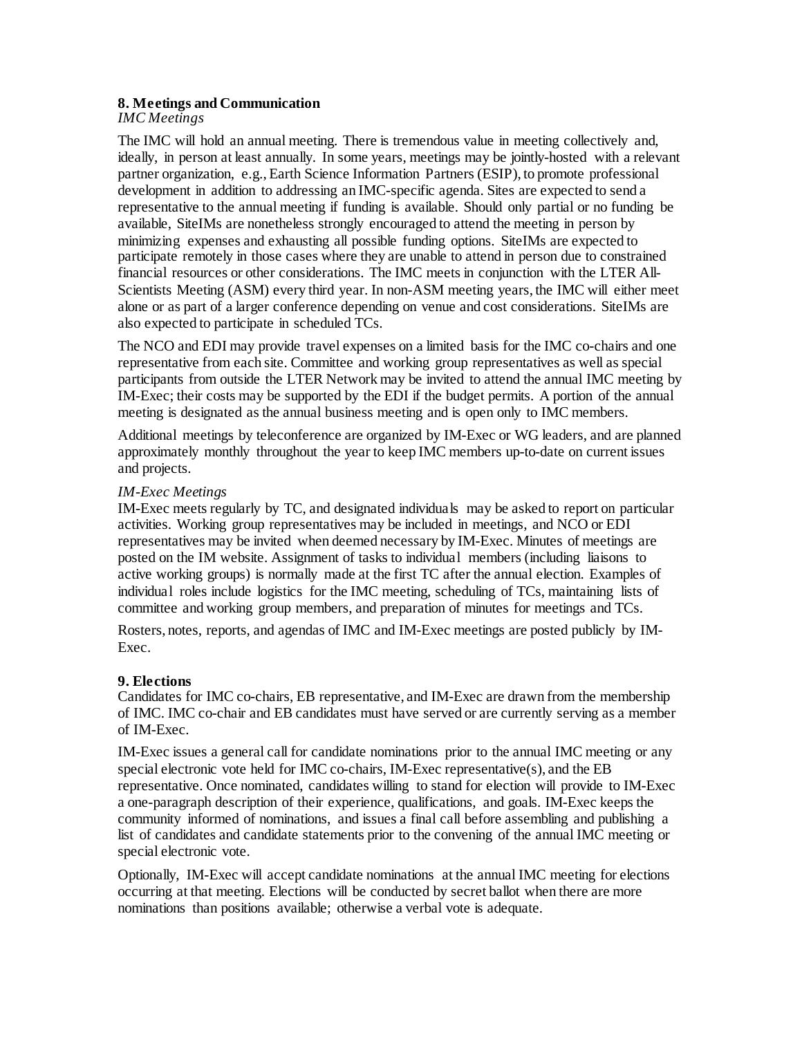## 8. Meetings and Communication

*IMC Meetings*

The IMC will hold an annual meeting. There is tremendous value in meeting collectively and, ideally, in person at least annually. In some years, meetings may be jointly-hosted with a relevant partner organization, e.g., Earth Science Information Partners (ESIP), to promote professional development in addition to addressing an IMC-specific agenda. Sites are expected to send a representative to the annual meeting if funding is available. Should only partial or no funding be available, SiteIMs are nonetheless strongly encouraged to attend the meeting in person by minimizing expenses and exhausting all possible funding options. SiteIMs are expected to participate remotely in those cases where they are unable to attend in person due to constrained financial resources or other considerations. The IMC meets in conjunction with the LTER All-Scientists Meeting (ASM) every third year. In non-ASM meeting years, the IMC will either meet alone or as part of a larger conference depending on venue and cost considerations. SiteIMs are also expected to participate in scheduled TCs.

The NCO and EDI may provide travel expenses on a limited basis for the IMC co-chairs and one representative from each site. Committee and working group representatives as well as special participants from outside the LTER Network may be invited to attend the annual IMC meeting by IM-Exec; their costs may be supported by the EDI if the budget permits. A portion of the annual meeting is designated as the annual business meeting and is open only to IMC members.

Additional meetings by teleconference are organized by IM-Exec or WG leaders, and are planned approximately monthly throughout the year to keep IMC members up-to-date on current issues and projects.

*IM-Exec Meetings*

IM-Exec meets regularly by TC, and designated individuals may be asked to report on particular activities. Working group representatives may be included in meetings, and NCO or EDI representatives may be invited when deemed necessary by IM-Exec. Minutes of meetings are posted on the IM website. Assignment of tasks to individual members (including liaisons to active working groups) is normally made at the first TC after the annual election. Examples of individual roles include logistics for the IMC meeting, scheduling of TCs, maintaining lists of committee and working group members, and preparation of minutes for meetings and TCs.

Rosters, notes, reports, and agendas of IMC and IM-Exec meetings are posted publicly by IM-Exec.

## 9. Elections

Candidates for IMC co-chairs, EB representative, and IM-Exec are drawn from the membership of IMC. IMC co-chair and EB candidates must have served or are currently serving as a member of IM-Exec.

IM-Exec issues a general call for candidate nominations prior to the annual IMC meeting or any special electronic vote held for IMC co-chairs, IM-Exec representative(s), and the EB representative. Once nominated, candidates willing to stand for election will provide to IM-Exec a one-paragraph description of their experience, qualifications, and goals. IM-Exec keeps the community informed of nominations, and issues a final call before assembling and publishing a list of candidates and candidate statements prior to the convening of the annual IMC meeting or special electronic vote.

Optionally, IM-Exec will accept candidate nominations at the annual IMC meeting for elections occurring at that meeting. Elections will be conducted by secret ballot when there are more nominations than positions available; otherwise a verbal vote is adequate.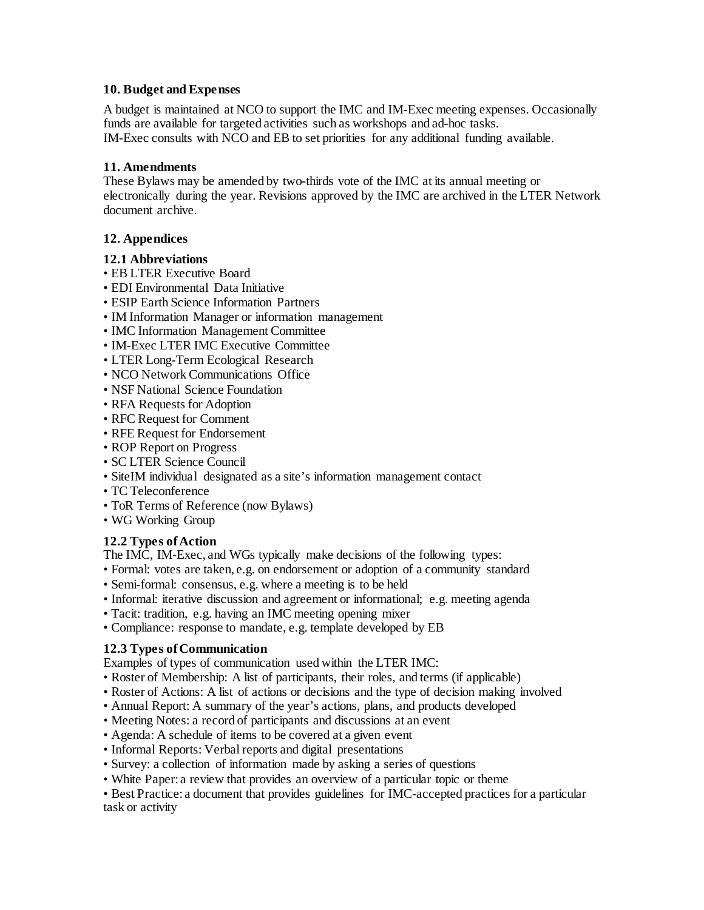## 10. Budget and Expenses

A budget is maintained at NCO to support the IMC and IM-Exec meeting expenses. Occasionally funds are available for targeted activities such as workshops and ad-hoc tasks.
IM-Exec consults with NCO and EB to set priorities for any additional funding available.

## 11. Amendments

These Bylaws may be amended by two-thirds vote of the IMC at its annual meeting or electronically during the year. Revisions approved by the IMC are archived in the LTER Network document archive.

## 12. Appendices

### 12.1 Abbreviations

- EB LTER Executive Board
- EDI Environmental Data Initiative
- ESIP Earth Science Information Partners
- IM Information Manager or information management
- IMC Information Management Committee
- IM-Exec LTER IMC Executive Committee
- LTER Long-Term Ecological Research
- NCO Network Communications Office
- NSF National Science Foundation
- RFA Requests for Adoption
- RFC Request for Comment
- RFE Request for Endorsement
- ROP Report on Progress
- SC LTER Science Council
- SiteIM individual designated as a site's information management contact
- TC Teleconference
- ToR Terms of Reference (now Bylaws)
- WG Working Group

### 12.2 Types of Action

The IMC, IM-Exec, and WGs typically make decisions of the following types:

- Formal: votes are taken, e.g. on endorsement or adoption of a community standard
- Semi-formal: consensus, e.g. where a meeting is to be held
- Informal: iterative discussion and agreement or informational; e.g. meeting agenda
- Tacit: tradition, e.g. having an IMC meeting opening mixer
- Compliance: response to mandate, e.g. template developed by EB

### 12.3 Types of Communication

Examples of types of communication used within the LTER IMC:

- Roster of Membership: A list of participants, their roles, and terms (if applicable)
- Roster of Actions: A list of actions or decisions and the type of decision making involved
- Annual Report: A summary of the year's actions, plans, and products developed
- Meeting Notes: a record of participants and discussions at an event
- Agenda: A schedule of items to be covered at a given event
- Informal Reports: Verbal reports and digital presentations
- Survey: a collection of information made by asking a series of questions
- White Paper: a review that provides an overview of a particular topic or theme
- Best Practice: a document that provides guidelines for IMC-accepted practices for a particular task or activity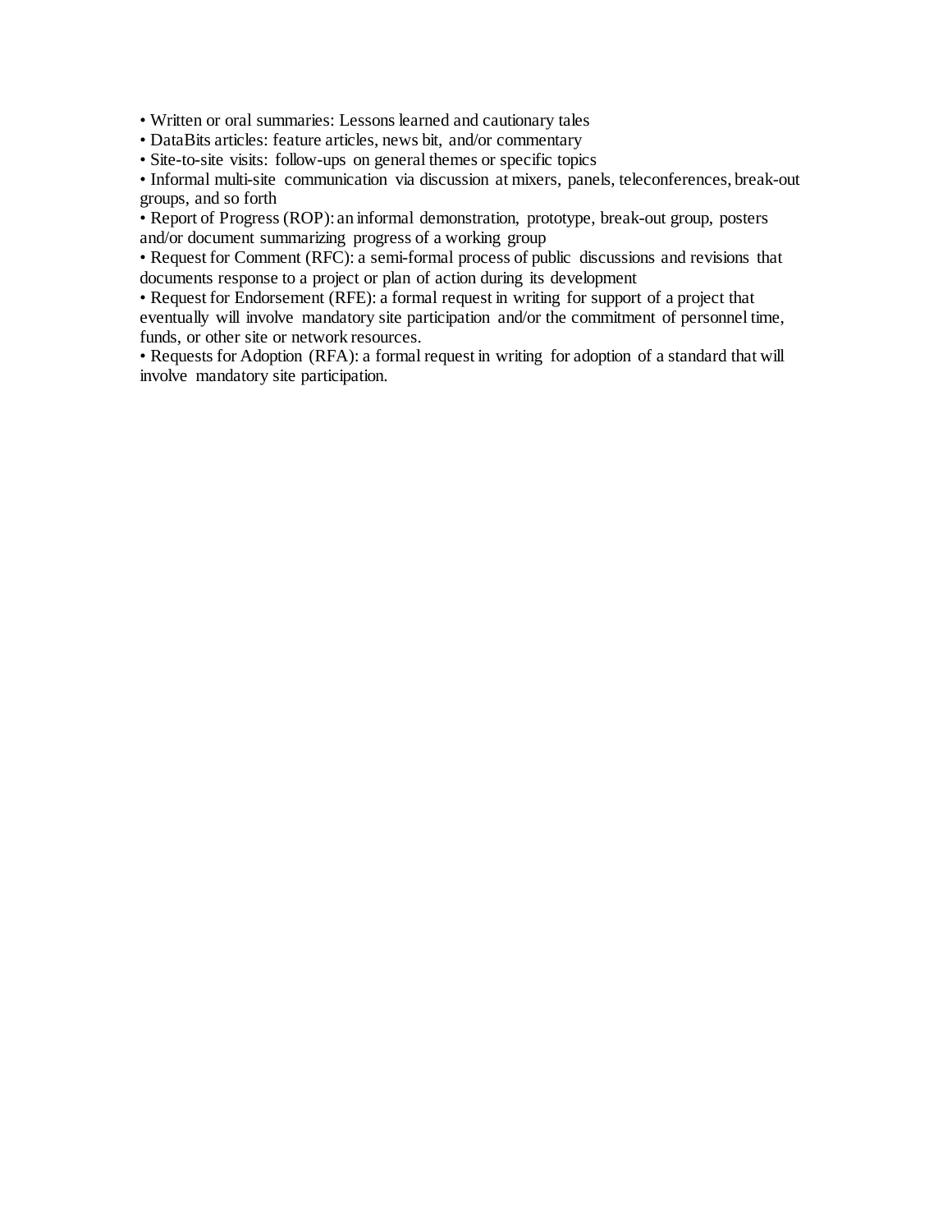- Written or oral summaries: Lessons learned and cautionary tales
- DataBits articles: feature articles, news bit, and/or commentary
- Site-to-site visits: follow-ups on general themes or specific topics
- Informal multi-site communication via discussion at mixers, panels, teleconferences, break-out groups, and so forth
- Report of Progress (ROP): an informal demonstration, prototype, break-out group, posters and/or document summarizing progress of a working group
- Request for Comment (RFC): a semi-formal process of public discussions and revisions that documents response to a project or plan of action during its development
- Request for Endorsement (RFE): a formal request in writing for support of a project that eventually will involve mandatory site participation and/or the commitment of personnel time, funds, or other site or network resources.
- Requests for Adoption (RFA): a formal request in writing for adoption of a standard that will involve mandatory site participation.